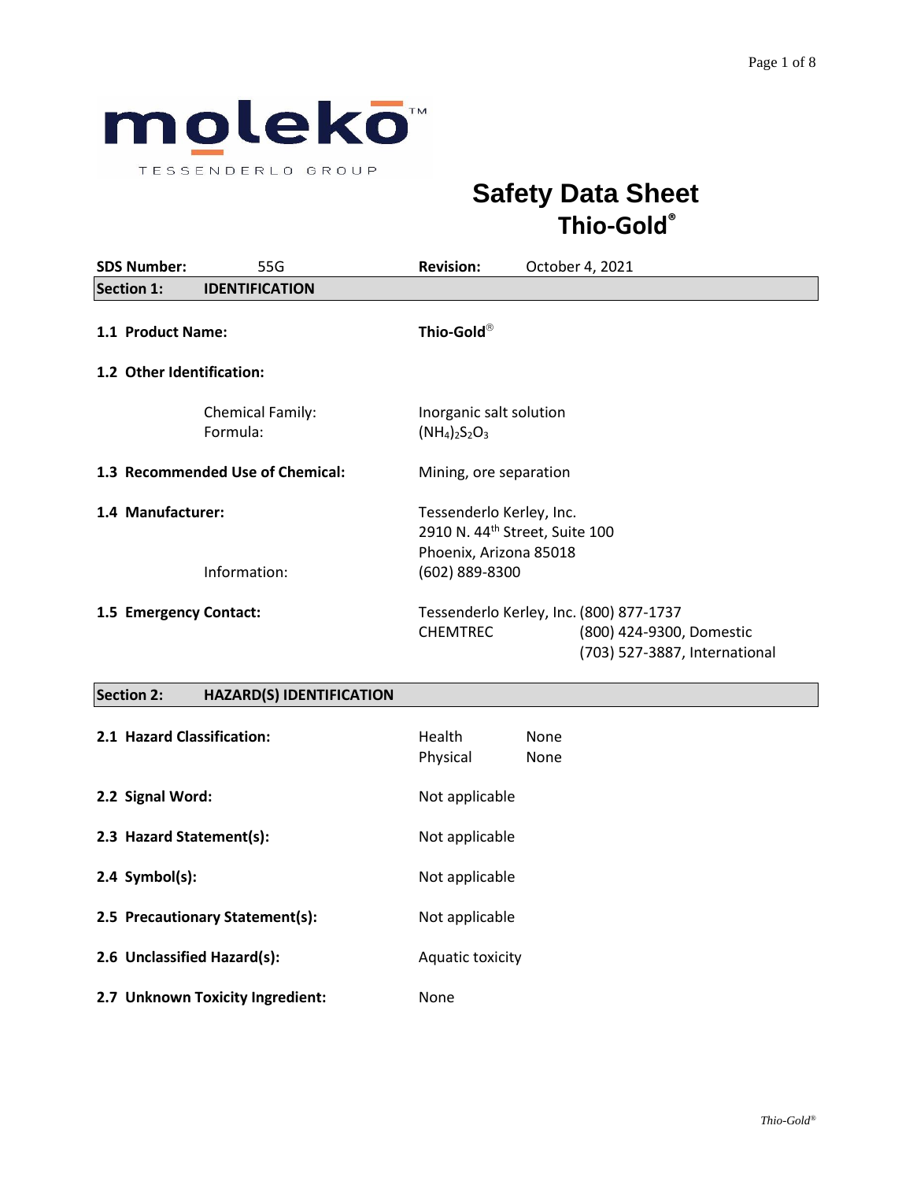moleko™

TESSENDERLO GROUP

# Safety Data Sheet
## Thio-Gold®

**SDS Number:** 55G **Revision:** October 4, 2021

| **Section 1:** | **IDENTIFICATION** |
|---|---|

**1.1 Product Name:** **Thio-Gold®**

**1.2 Other Identification:**

| | |
|---|---|
| Chemical Family: | Inorganic salt solution |
| Formula: | $(NH_4)_2S_2O_3$ |

**1.3 Recommended Use of Chemical:** Mining, ore separation

**1.4 Manufacturer:**

Tessenderlo Kerley, Inc.
2910 N. 44th Street, Suite 100
Phoenix, Arizona 85018

Information: (602) 889-8300

**1.5 Emergency Contact:**

| | |
|---|---|
| Tessenderlo Kerley, Inc. | (800) 877-1737 |
| CHEMTREC | (800) 424-9300, Domestic |
| | (703) 527-3887, International |

| **Section 2:** | **HAZARD(S) IDENTIFICATION** |
|---|---|

**2.1 Hazard Classification:**

| | |
|---|---|
| Health | None |
| Physical | None |

**2.2 Signal Word:** Not applicable

**2.3 Hazard Statement(s):** Not applicable

**2.4 Symbol(s):** Not applicable

**2.5 Precautionary Statement(s):** Not applicable

**2.6 Unclassified Hazard(s):** Aquatic toxicity

**2.7 Unknown Toxicity Ingredient:** None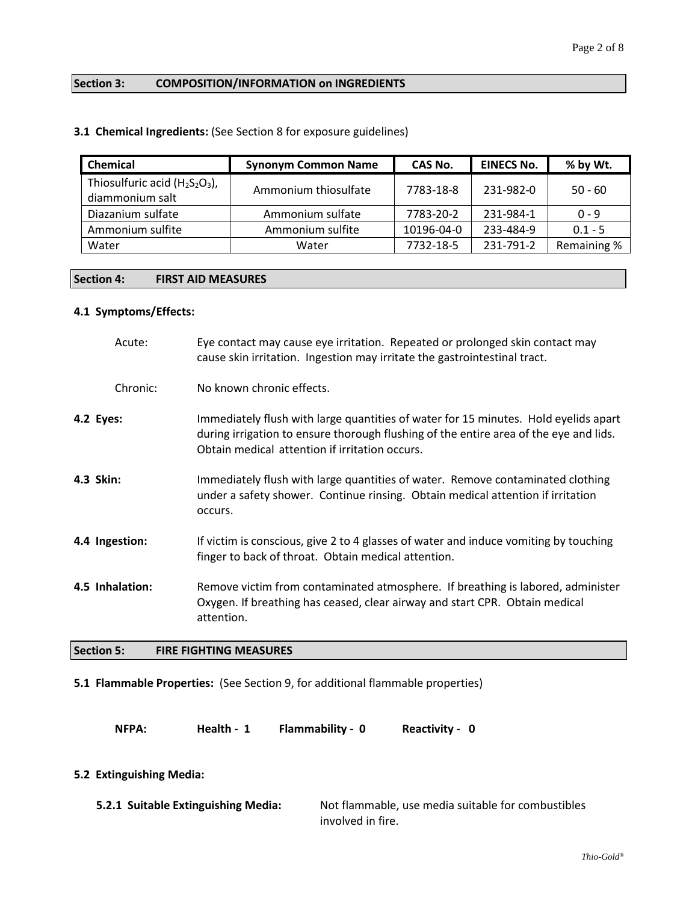## Section 3: COMPOSITION/INFORMATION on INGREDIENTS

**3.1 Chemical Ingredients:** (See Section 8 for exposure guidelines)

| Chemical | Synonym Common Name | CAS No. | EINECS No. | % by Wt. |
|---|---|---|---|---|
| Thiosulfuric acid ($H_2S_2O_3$), diammonium salt | Ammonium thiosulfate | 7783-18-8 | 231-982-0 | 50 - 60 |
| Diazanium sulfate | Ammonium sulfate | 7783-20-2 | 231-984-1 | 0 - 9 |
| Ammonium sulfite | Ammonium sulfite | 10196-04-0 | 233-484-9 | 0.1 - 5 |
| Water | Water | 7732-18-5 | 231-791-2 | Remaining % |

## Section 4: FIRST AID MEASURES

**4.1 Symptoms/Effects:**

Acute: Eye contact may cause eye irritation. Repeated or prolonged skin contact may cause skin irritation. Ingestion may irritate the gastrointestinal tract.

Chronic: No known chronic effects.

**4.2 Eyes:** Immediately flush with large quantities of water for 15 minutes. Hold eyelids apart during irrigation to ensure thorough flushing of the entire area of the eye and lids. Obtain medical attention if irritation occurs.

**4.3 Skin:** Immediately flush with large quantities of water. Remove contaminated clothing under a safety shower. Continue rinsing. Obtain medical attention if irritation occurs.

**4.4 Ingestion:** If victim is conscious, give 2 to 4 glasses of water and induce vomiting by touching finger to back of throat. Obtain medical attention.

**4.5 Inhalation:** Remove victim from contaminated atmosphere. If breathing is labored, administer Oxygen. If breathing has ceased, clear airway and start CPR. Obtain medical attention.

## Section 5: FIRE FIGHTING MEASURES

**5.1 Flammable Properties:** (See Section 9, for additional flammable properties)

**NFPA:** **Health - 1** **Flammability - 0** **Reactivity - 0**

**5.2 Extinguishing Media:**

**5.2.1 Suitable Extinguishing Media:** Not flammable, use media suitable for combustibles involved in fire.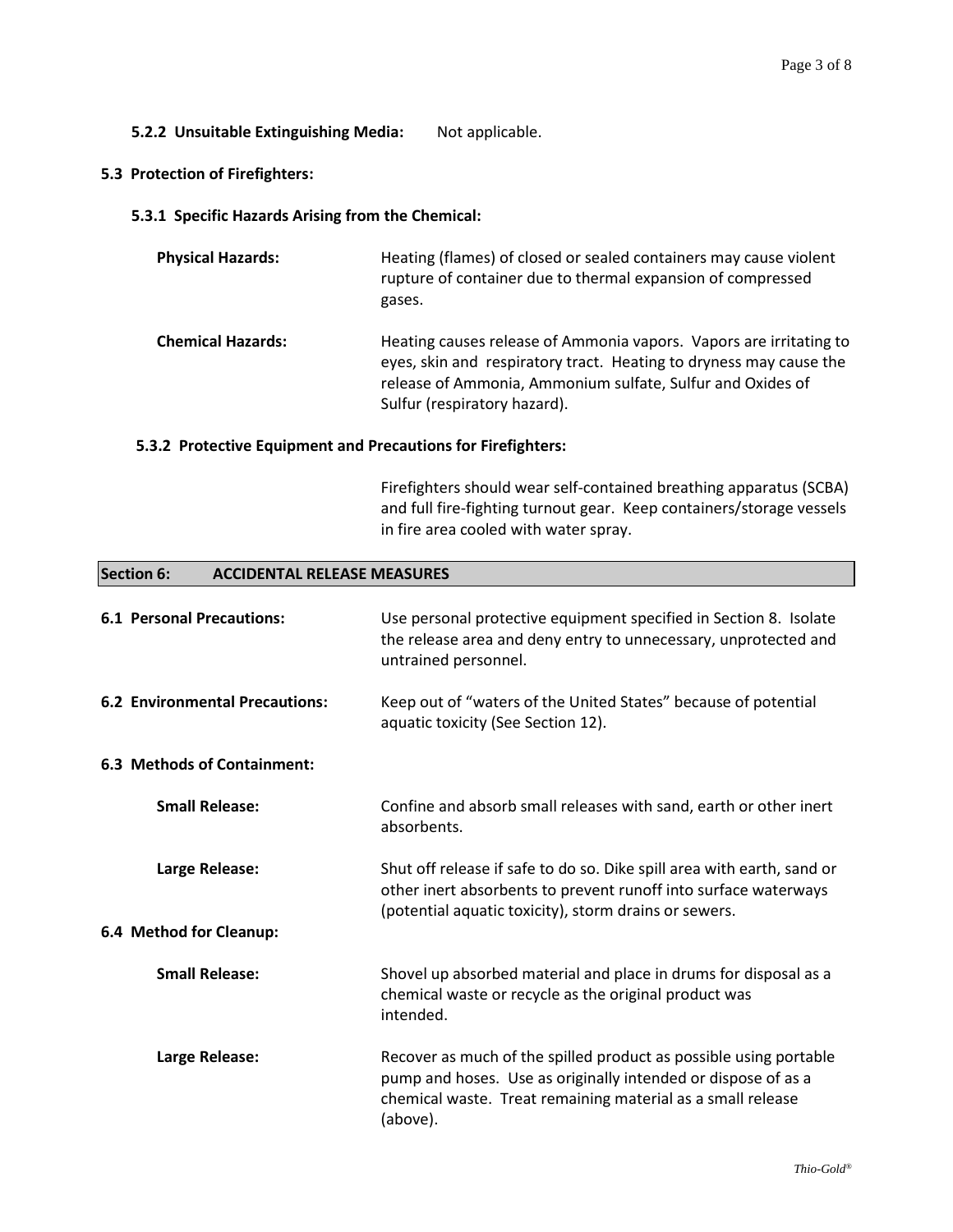**5.2.2 Unsuitable Extinguishing Media:** Not applicable.

**5.3 Protection of Firefighters:**

**5.3.1 Specific Hazards Arising from the Chemical:**

**Physical Hazards:** Heating (flames) of closed or sealed containers may cause violent rupture of container due to thermal expansion of compressed gases.

**Chemical Hazards:** Heating causes release of Ammonia vapors. Vapors are irritating to eyes, skin and respiratory tract. Heating to dryness may cause the release of Ammonia, Ammonium sulfate, Sulfur and Oxides of Sulfur (respiratory hazard).

**5.3.2 Protective Equipment and Precautions for Firefighters:**

Firefighters should wear self-contained breathing apparatus (SCBA) and full fire-fighting turnout gear. Keep containers/storage vessels in fire area cooled with water spray.

## Section 6: ACCIDENTAL RELEASE MEASURES

**6.1 Personal Precautions:** Use personal protective equipment specified in Section 8. Isolate the release area and deny entry to unnecessary, unprotected and untrained personnel.

**6.2 Environmental Precautions:** Keep out of "waters of the United States" because of potential aquatic toxicity (See Section 12).

**6.3 Methods of Containment:**

**Small Release:** Confine and absorb small releases with sand, earth or other inert absorbents.

**Large Release:** Shut off release if safe to do so. Dike spill area with earth, sand or other inert absorbents to prevent runoff into surface waterways (potential aquatic toxicity), storm drains or sewers.

**6.4 Method for Cleanup:**

**Small Release:** Shovel up absorbed material and place in drums for disposal as a chemical waste or recycle as the original product was intended.

**Large Release:** Recover as much of the spilled product as possible using portable pump and hoses. Use as originally intended or dispose of as a chemical waste. Treat remaining material as a small release (above).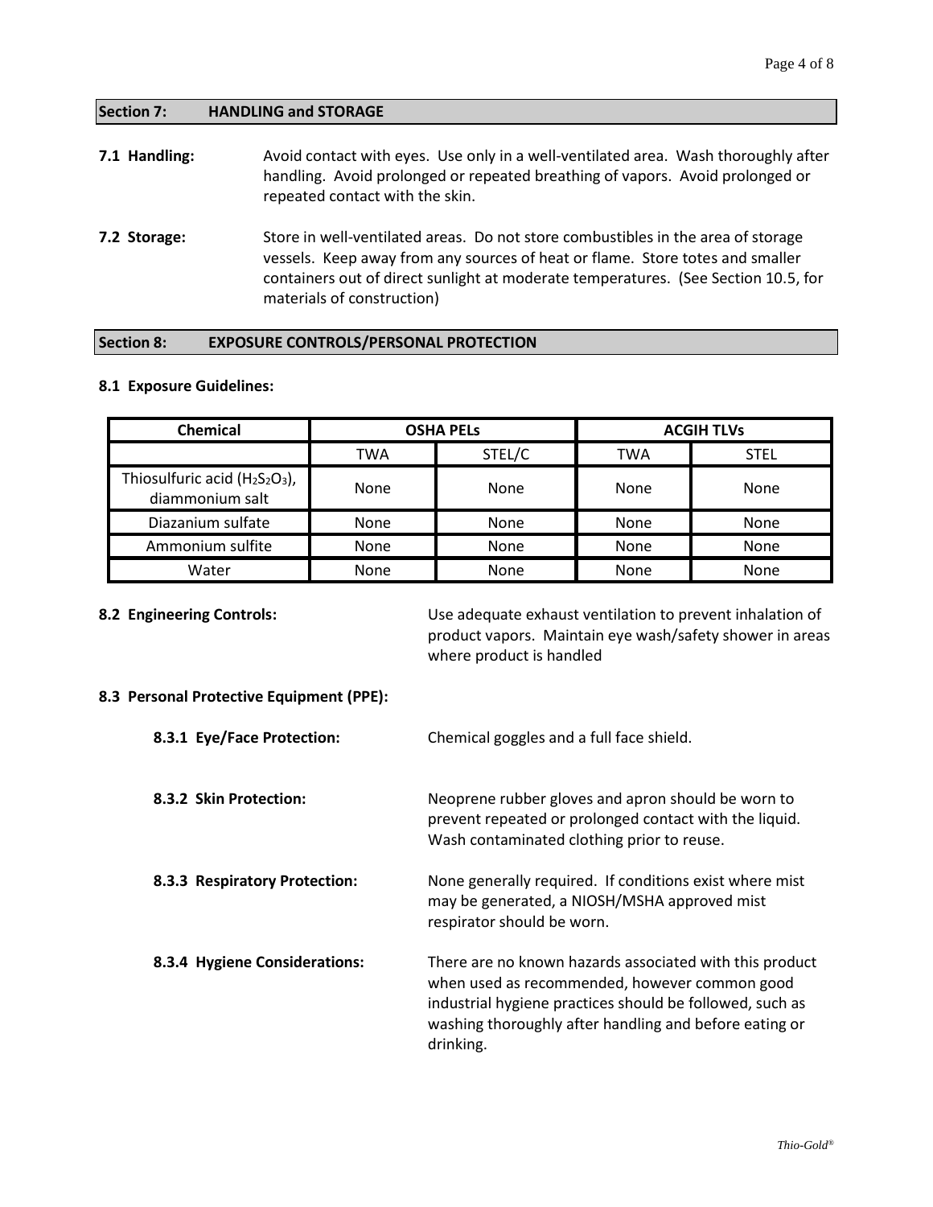## Section 7: HANDLING and STORAGE

**7.1 Handling:** Avoid contact with eyes. Use only in a well-ventilated area. Wash thoroughly after handling. Avoid prolonged or repeated breathing of vapors. Avoid prolonged or repeated contact with the skin.

**7.2 Storage:** Store in well-ventilated areas. Do not store combustibles in the area of storage vessels. Keep away from any sources of heat or flame. Store totes and smaller containers out of direct sunlight at moderate temperatures. (See Section 10.5, for materials of construction)

## Section 8: EXPOSURE CONTROLS/PERSONAL PROTECTION

### 8.1 Exposure Guidelines:

| Chemical | OSHA PELs | | ACGIH TLVs | |
|---|---|---|---|---|
| | TWA | STEL/C | TWA | STEL |
| Thiosulfuric acid ($H_2S_2O_3$), diammonium salt | None | None | None | None |
| Diazanium sulfate | None | None | None | None |
| Ammonium sulfite | None | None | None | None |
| Water | None | None | None | None |

**8.2 Engineering Controls:** Use adequate exhaust ventilation to prevent inhalation of product vapors. Maintain eye wash/safety shower in areas where product is handled

### 8.3 Personal Protective Equipment (PPE):

**8.3.1 Eye/Face Protection:** Chemical goggles and a full face shield.

**8.3.2 Skin Protection:** Neoprene rubber gloves and apron should be worn to prevent repeated or prolonged contact with the liquid. Wash contaminated clothing prior to reuse.

**8.3.3 Respiratory Protection:** None generally required. If conditions exist where mist may be generated, a NIOSH/MSHA approved mist respirator should be worn.

**8.3.4 Hygiene Considerations:** There are no known hazards associated with this product when used as recommended, however common good industrial hygiene practices should be followed, such as washing thoroughly after handling and before eating or drinking.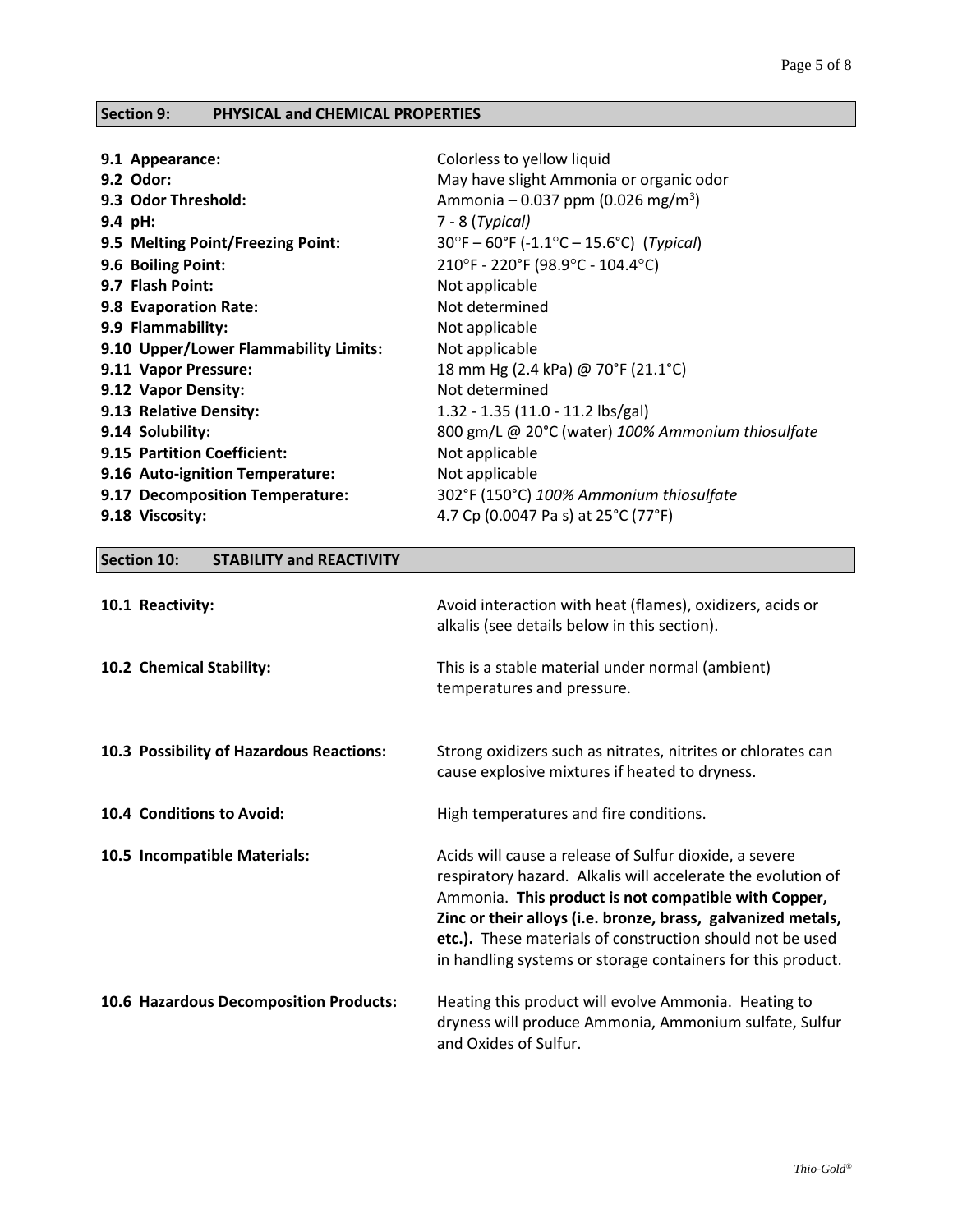## Section 9: PHYSICAL and CHEMICAL PROPERTIES

| | |
|---|---|
| **9.1 Appearance:** | Colorless to yellow liquid |
| **9.2 Odor:** | May have slight Ammonia or organic odor |
| **9.3 Odor Threshold:** | Ammonia – 0.037 ppm (0.026 mg/m$^3$) |
| **9.4 pH:** | 7 - 8 (*Typical)* |
| **9.5 Melting Point/Freezing Point:** | 30°F – 60°F (-1.1°C – 15.6°C) (*Typical*) |
| **9.6 Boiling Point:** | 210°F - 220°F (98.9°C - 104.4°C) |
| **9.7 Flash Point:** | Not applicable |
| **9.8 Evaporation Rate:** | Not determined |
| **9.9 Flammability:** | Not applicable |
| **9.10 Upper/Lower Flammability Limits:** | Not applicable |
| **9.11 Vapor Pressure:** | 18 mm Hg (2.4 kPa) @ 70°F (21.1°C) |
| **9.12 Vapor Density:** | Not determined |
| **9.13 Relative Density:** | 1.32 - 1.35 (11.0 - 11.2 lbs/gal) |
| **9.14 Solubility:** | 800 gm/L @ 20°C (water) *100% Ammonium thiosulfate* |
| **9.15 Partition Coefficient:** | Not applicable |
| **9.16 Auto-ignition Temperature:** | Not applicable |
| **9.17 Decomposition Temperature:** | 302°F (150°C) *100% Ammonium thiosulfate* |
| **9.18 Viscosity:** | 4.7 Cp (0.0047 Pa s) at 25°C (77°F) |

## Section 10: STABILITY and REACTIVITY

| | |
|---|---|
| **10.1 Reactivity:** | Avoid interaction with heat (flames), oxidizers, acids or alkalis (see details below in this section). |
| **10.2 Chemical Stability:** | This is a stable material under normal (ambient) temperatures and pressure. |
| **10.3 Possibility of Hazardous Reactions:** | Strong oxidizers such as nitrates, nitrites or chlorates can cause explosive mixtures if heated to dryness. |
| **10.4 Conditions to Avoid:** | High temperatures and fire conditions. |
| **10.5 Incompatible Materials:** | Acids will cause a release of Sulfur dioxide, a severe respiratory hazard. Alkalis will accelerate the evolution of Ammonia. **This product is not compatible with Copper, Zinc or their alloys (i.e. bronze, brass, galvanized metals, etc.).** These materials of construction should not be used in handling systems or storage containers for this product. |
| **10.6 Hazardous Decomposition Products:** | Heating this product will evolve Ammonia. Heating to dryness will produce Ammonia, Ammonium sulfate, Sulfur and Oxides of Sulfur. |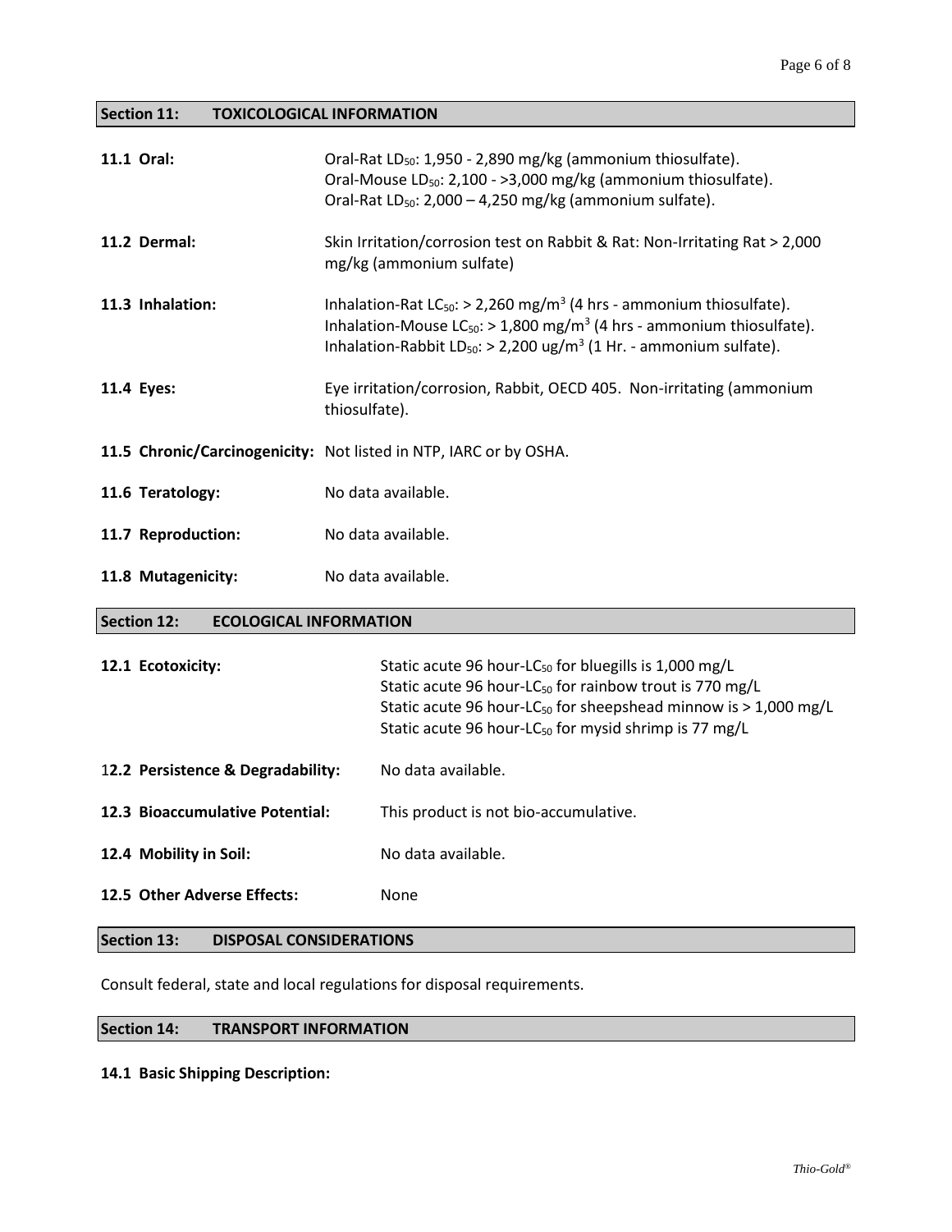## Section 11: TOXICOLOGICAL INFORMATION

**11.1 Oral:** Oral-Rat $LD_{50}$: 1,950 - 2,890 mg/kg (ammonium thiosulfate).
Oral-Mouse $LD_{50}$: 2,100 - >3,000 mg/kg (ammonium thiosulfate).
Oral-Rat $LD_{50}$: 2,000 – 4,250 mg/kg (ammonium sulfate).

**11.2 Dermal:** Skin Irritation/corrosion test on Rabbit & Rat: Non-Irritating Rat > 2,000 mg/kg (ammonium sulfate)

**11.3 Inhalation:** Inhalation-Rat $LC_{50}$: > 2,260 mg/$m^3$ (4 hrs - ammonium thiosulfate).
Inhalation-Mouse $LC_{50}$: > 1,800 mg/$m^3$ (4 hrs - ammonium thiosulfate).
Inhalation-Rabbit $LD_{50}$: > 2,200 ug/$m^3$ (1 Hr. - ammonium sulfate).

**11.4 Eyes:** Eye irritation/corrosion, Rabbit, OECD 405. Non-irritating (ammonium thiosulfate).

**11.5 Chronic/Carcinogenicity:** Not listed in NTP, IARC or by OSHA.

**11.6 Teratology:** No data available.

**11.7 Reproduction:** No data available.

**11.8 Mutagenicity:** No data available.

## Section 12: ECOLOGICAL INFORMATION

**12.1 Ecotoxicity:** Static acute 96 hour-$LC_{50}$ for bluegills is 1,000 mg/L
Static acute 96 hour-$LC_{50}$ for rainbow trout is 770 mg/L
Static acute 96 hour-$LC_{50}$ for sheepshead minnow is > 1,000 mg/L
Static acute 96 hour-$LC_{50}$ for mysid shrimp is 77 mg/L

**12.2 Persistence & Degradability:** No data available.

**12.3 Bioaccumulative Potential:** This product is not bio-accumulative.

**12.4 Mobility in Soil:** No data available.

**12.5 Other Adverse Effects:** None

## Section 13: DISPOSAL CONSIDERATIONS

Consult federal, state and local regulations for disposal requirements.

## Section 14: TRANSPORT INFORMATION

**14.1 Basic Shipping Description:**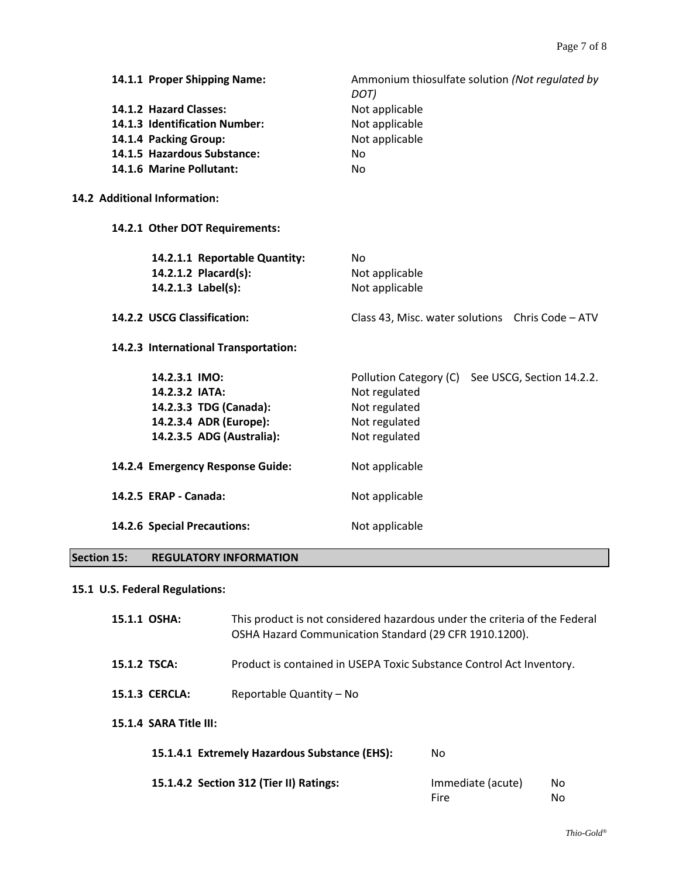**14.1.1 Proper Shipping Name:** Ammonium thiosulfate solution *(Not regulated by DOT)*

**14.1.2 Hazard Classes:** Not applicable

**14.1.3 Identification Number:** Not applicable

**14.1.4 Packing Group:** Not applicable

**14.1.5 Hazardous Substance:** No

**14.1.6 Marine Pollutant:** No

**14.2 Additional Information:**

**14.2.1 Other DOT Requirements:**

**14.2.1.1 Reportable Quantity:** No

**14.2.1.2 Placard(s):** Not applicable

**14.2.1.3 Label(s):** Not applicable

**14.2.2 USCG Classification:** Class 43, Misc. water solutions Chris Code – ATV

**14.2.3 International Transportation:**

**14.2.3.1 IMO:** Pollution Category (C) See USCG, Section 14.2.2.

**14.2.3.2 IATA:** Not regulated

**14.2.3.3 TDG (Canada):** Not regulated

**14.2.3.4 ADR (Europe):** Not regulated

**14.2.3.5 ADG (Australia):** Not regulated

**14.2.4 Emergency Response Guide:** Not applicable

**14.2.5 ERAP - Canada:** Not applicable

**14.2.6 Special Precautions:** Not applicable

## Section 15: REGULATORY INFORMATION

**15.1 U.S. Federal Regulations:**

**15.1.1 OSHA:** This product is not considered hazardous under the criteria of the Federal OSHA Hazard Communication Standard (29 CFR 1910.1200).

**15.1.2 TSCA:** Product is contained in USEPA Toxic Substance Control Act Inventory.

**15.1.3 CERCLA:** Reportable Quantity – No

**15.1.4 SARA Title III:**

**15.1.4.1 Extremely Hazardous Substance (EHS):** No

**15.1.4.2 Section 312 (Tier II) Ratings:**

| | |
|---|---|
| Immediate (acute) | No |
| Fire | No |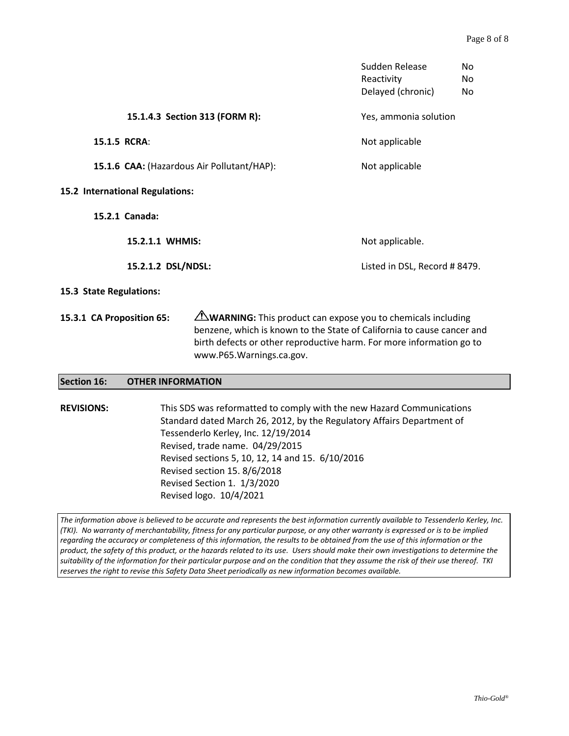| | |
|---|---|
| Sudden Release | No |
| Reactivity | No |
| Delayed (chronic) | No |

**15.1.4.3 Section 313 (FORM R):** Yes, ammonia solution

**15.1.5 RCRA**: Not applicable

**15.1.6 CAA:** (Hazardous Air Pollutant/HAP): Not applicable

**15.2 International Regulations:**

**15.2.1 Canada:**

**15.2.1.1 WHMIS:** Not applicable.

**15.2.1.2 DSL/NDSL:** Listed in DSL, Record # 8479.

**15.3 State Regulations:**

**15.3.1 CA Proposition 65:** ⚠**WARNING:** This product can expose you to chemicals including benzene, which is known to the State of California to cause cancer and birth defects or other reproductive harm. For more information go to www.P65.Warnings.ca.gov.

## Section 16: OTHER INFORMATION

**REVISIONS:** This SDS was reformatted to comply with the new Hazard Communications Standard dated March 26, 2012, by the Regulatory Affairs Department of Tessenderlo Kerley, Inc. 12/19/2014
Revised, trade name. 04/29/2015
Revised sections 5, 10, 12, 14 and 15. 6/10/2016
Revised section 15. 8/6/2018
Revised Section 1. 1/3/2020
Revised logo. 10/4/2021

*The information above is believed to be accurate and represents the best information currently available to Tessenderlo Kerley, Inc. (TKI). No warranty of merchantability, fitness for any particular purpose, or any other warranty is expressed or is to be implied regarding the accuracy or completeness of this information, the results to be obtained from the use of this information or the product, the safety of this product, or the hazards related to its use. Users should make their own investigations to determine the suitability of the information for their particular purpose and on the condition that they assume the risk of their use thereof. TKI reserves the right to revise this Safety Data Sheet periodically as new information becomes available.*